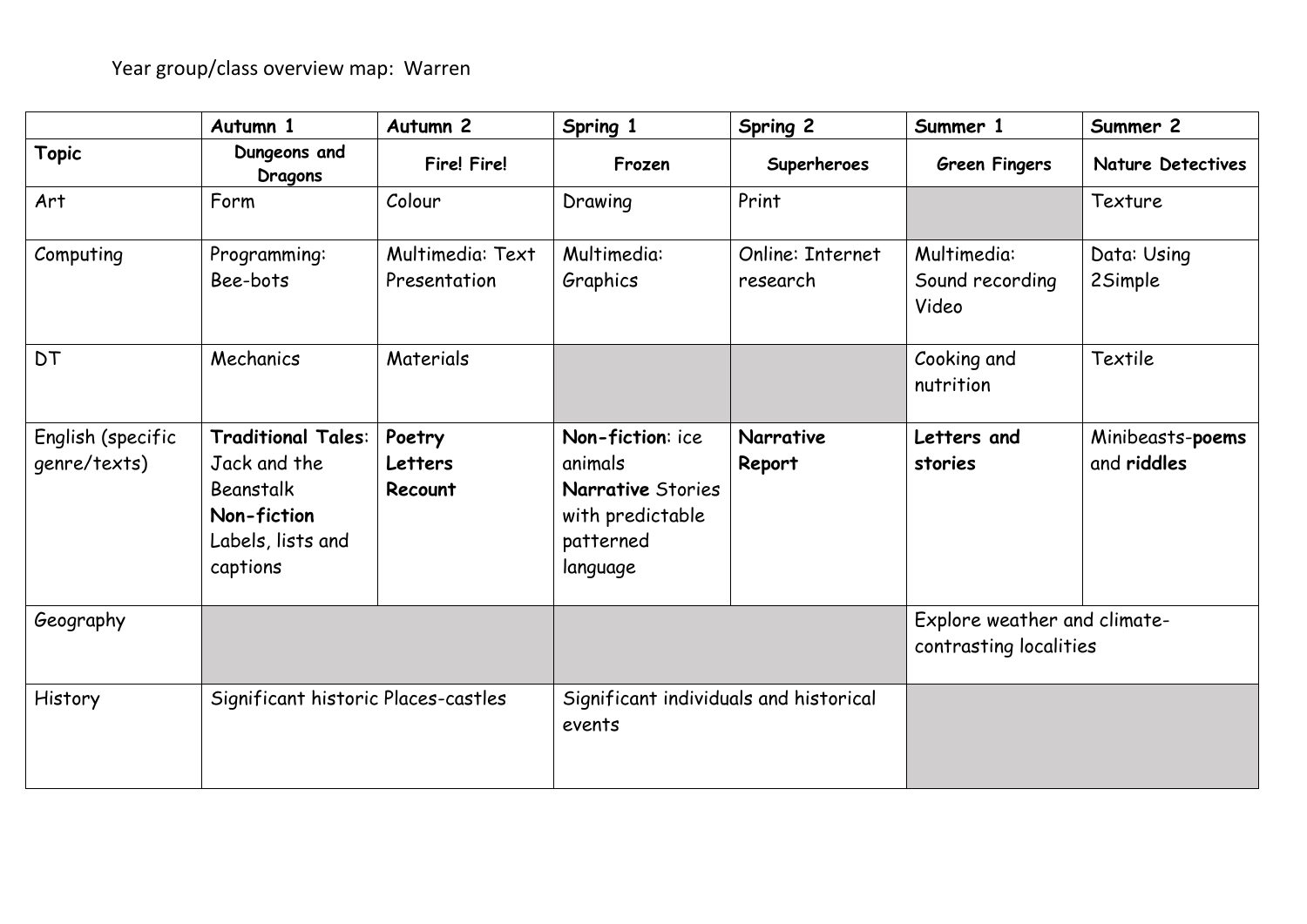Year group/class overview map: Warren

| | Autumn 1 | Autumn 2 | Spring 1 | Spring 2 | Summer 1 | Summer 2 |
|---|---|---|---|---|---|---|
| **Topic** | **Dungeons and Dragons** | **Fire! Fire!** | **Frozen** | **Superheroes** | **Green Fingers** | **Nature Detectives** |
| Art | Form | Colour | Drawing | Print | | Texture |
| Computing | Programming: Bee-bots | Multimedia: Text Presentation | Multimedia: Graphics | Online: Internet research | Multimedia: Sound recording Video | Data: Using 2Simple |
| DT | Mechanics | Materials | | | Cooking and nutrition | Textile |
| English (specific genre/texts) | **Traditional Tales**: Jack and the Beanstalk **Non-fiction** Labels, lists and captions | **Poetry** **Letters** **Recount** | **Non-fiction**: ice animals **Narrative** Stories with predictable patterned language | **Narrative** **Report** | **Letters and stories** | Minibeasts-**poems** and **riddles** |
| Geography | | | | | Explore weather and climate- contrasting localities | |
| History | Significant historic Places-castles | | Significant individuals and historical events | | | |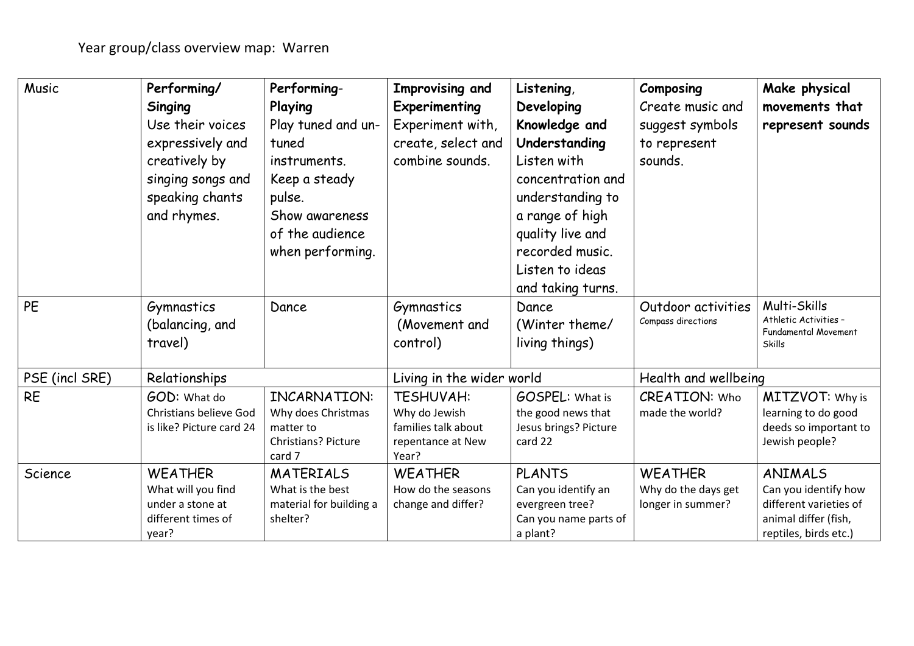Year group/class overview map: Warren

| | | | | | | |
|---|---|---|---|---|---|---|
| Music | **Performing/ Singing** Use their voices expressively and creatively by singing songs and speaking chants and rhymes. | **Performing-Playing** Play tuned and un-tuned instruments. Keep a steady pulse. Show awareness of the audience when performing. | **Improvising and Experimenting** Experiment with, create, select and combine sounds. | **Listening, Developing Knowledge and Understanding** Listen with concentration and understanding to a range of high quality live and recorded music. Listen to ideas and taking turns. | **Composing** Create music and suggest symbols to represent sounds. | **Make physical movements that represent sounds** |
| PE | Gymnastics (balancing, and travel) | Dance | Gymnastics (Movement and control) | Dance (Winter theme/ living things) | Outdoor activities Compass directions | Multi-Skills Athletic Activities – Fundamental Movement Skills |
| PSE (incl SRE) | Relationships | | Living in the wider world | | Health and wellbeing | |
| RE | GOD: What do Christians believe God is like? Picture card 24 | INCARNATION: Why does Christmas matter to Christians? Picture card 7 | TESHUVAH: Why do Jewish families talk about repentance at New Year? | GOSPEL: What is the good news that Jesus brings? Picture card 22 | CREATION: Who made the world? | MITZVOT: Why is learning to do good deeds so important to Jewish people? |
| Science | WEATHER What will you find under a stone at different times of year? | MATERIALS What is the best material for building a shelter? | WEATHER How do the seasons change and differ? | PLANTS Can you identify an evergreen tree? Can you name parts of a plant? | WEATHER Why do the days get longer in summer? | ANIMALS Can you identify how different varieties of animal differ (fish, reptiles, birds etc.) |